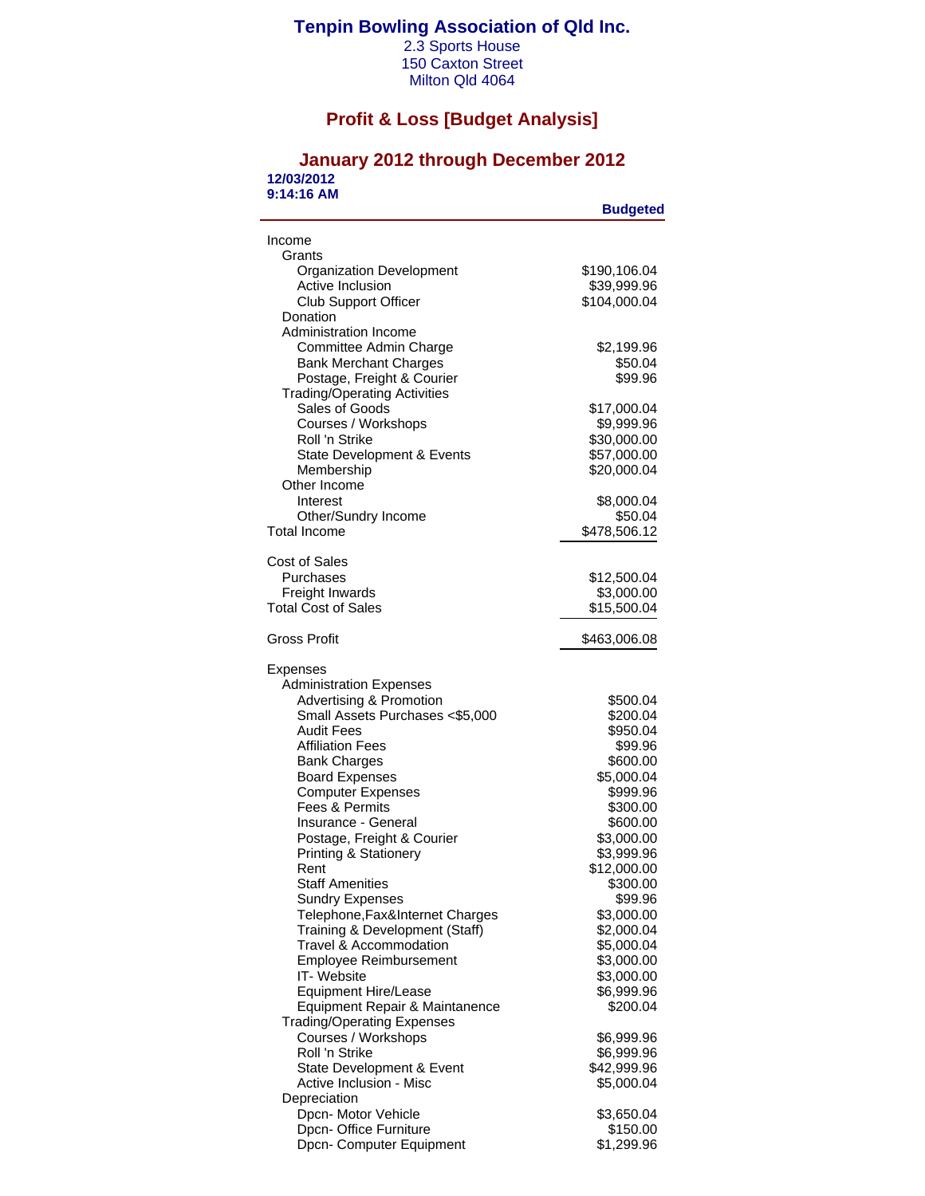# Tenpin Bowling Association of Qld Inc.

2.3 Sports House
150 Caxton Street
Milton Qld 4064

## Profit & Loss [Budget Analysis]

### January 2012 through December 2012

**12/03/2012**
**9:14:16 AM**

| | Budgeted |
|---|---|
| Income | |
| Grants | |
| Organization Development | $190,106.04 |
| Active Inclusion | $39,999.96 |
| Club Support Officer | $104,000.04 |
| Donation | |
| Administration Income | |
| Committee Admin Charge | $2,199.96 |
| Bank Merchant Charges | $50.04 |
| Postage, Freight & Courier | $99.96 |
| Trading/Operating Activities | |
| Sales of Goods | $17,000.04 |
| Courses / Workshops | $9,999.96 |
| Roll 'n Strike | $30,000.00 |
| State Development & Events | $57,000.00 |
| Membership | $20,000.04 |
| Other Income | |
| Interest | $8,000.04 |
| Other/Sundry Income | $50.04 |
| Total Income | $478,506.12 |
| | |
| Cost of Sales | |
| Purchases | $12,500.04 |
| Freight Inwards | $3,000.00 |
| Total Cost of Sales | $15,500.04 |
| | |
| Gross Profit | $463,006.08 |
| | |
| Expenses | |
| Administration Expenses | |
| Advertising & Promotion | $500.04 |
| Small Assets Purchases <$5,000 | $200.04 |
| Audit Fees | $950.04 |
| Affiliation Fees | $99.96 |
| Bank Charges | $600.00 |
| Board Expenses | $5,000.04 |
| Computer Expenses | $999.96 |
| Fees & Permits | $300.00 |
| Insurance - General | $600.00 |
| Postage, Freight & Courier | $3,000.00 |
| Printing & Stationery | $3,999.96 |
| Rent | $12,000.00 |
| Staff Amenities | $300.00 |
| Sundry Expenses | $99.96 |
| Telephone,Fax&Internet Charges | $3,000.00 |
| Training & Development (Staff) | $2,000.04 |
| Travel & Accommodation | $5,000.04 |
| Employee Reimbursement | $3,000.00 |
| IT- Website | $3,000.00 |
| Equipment Hire/Lease | $6,999.96 |
| Equipment Repair & Maintanence | $200.04 |
| Trading/Operating Expenses | |
| Courses / Workshops | $6,999.96 |
| Roll 'n Strike | $6,999.96 |
| State Development & Event | $42,999.96 |
| Active Inclusion - Misc | $5,000.04 |
| Depreciation | |
| Dpcn- Motor Vehicle | $3,650.04 |
| Dpcn- Office Furniture | $150.00 |
| Dpcn- Computer Equipment | $1,299.96 |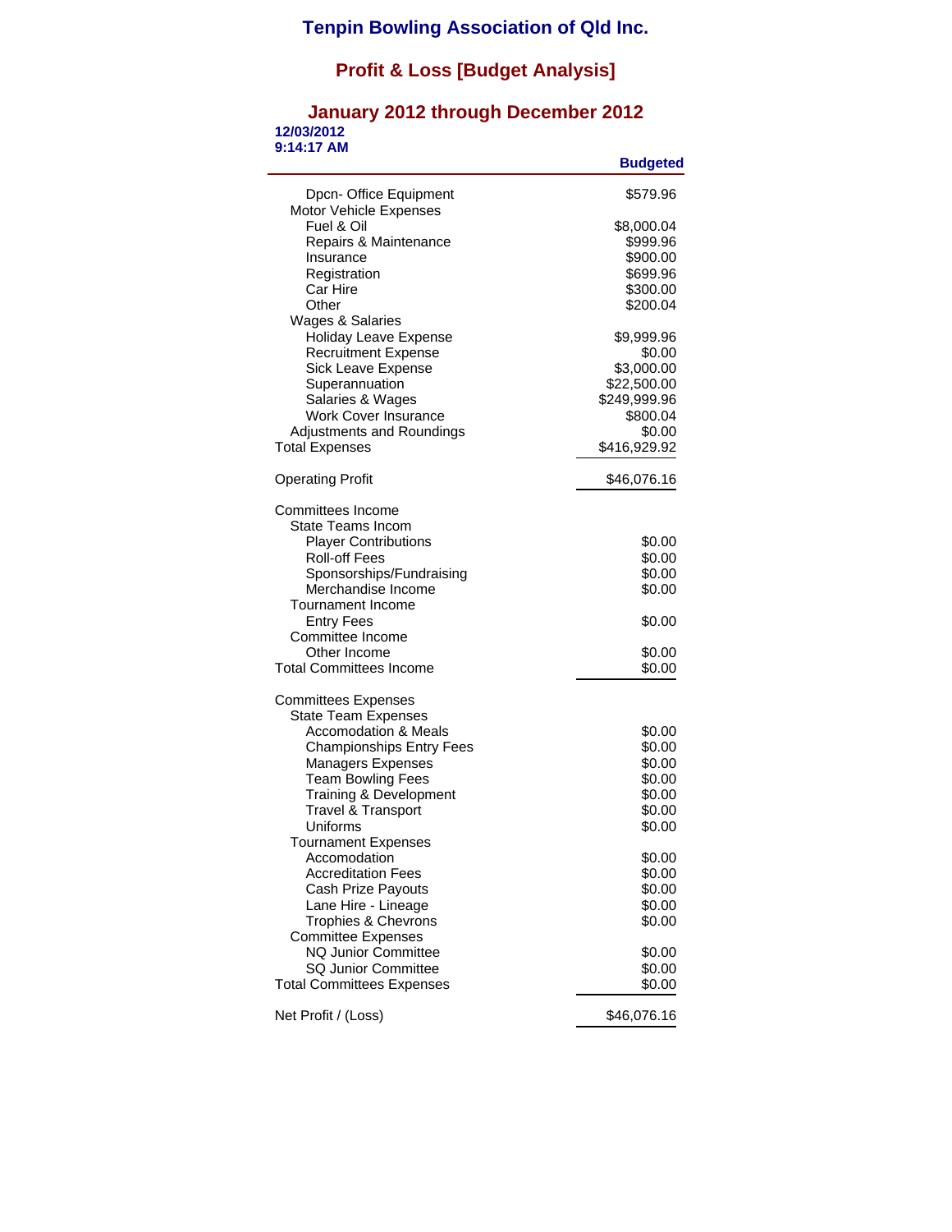# Tenpin Bowling Association of Qld Inc.

## Profit & Loss [Budget Analysis]

### January 2012 through December 2012

**12/03/2012**
**9:14:17 AM**

| | Budgeted |
|---|---|
| Dpcn- Office Equipment | $579.96 |
| Motor Vehicle Expenses | |
| Fuel & Oil | $8,000.04 |
| Repairs & Maintenance | $999.96 |
| Insurance | $900.00 |
| Registration | $699.96 |
| Car Hire | $300.00 |
| Other | $200.04 |
| Wages & Salaries | |
| Holiday Leave Expense | $9,999.96 |
| Recruitment Expense | $0.00 |
| Sick Leave Expense | $3,000.00 |
| Superannuation | $22,500.00 |
| Salaries & Wages | $249,999.96 |
| Work Cover Insurance | $800.04 |
| Adjustments and Roundings | $0.00 |
| Total Expenses | $416,929.92 |
| Operating Profit | $46,076.16 |
| Committees Income | |
| State Teams Incom | |
| Player Contributions | $0.00 |
| Roll-off Fees | $0.00 |
| Sponsorships/Fundraising | $0.00 |
| Merchandise Income | $0.00 |
| Tournament Income | |
| Entry Fees | $0.00 |
| Committee Income | |
| Other Income | $0.00 |
| Total Committees Income | $0.00 |
| Committees Expenses | |
| State Team Expenses | |
| Accomodation & Meals | $0.00 |
| Championships Entry Fees | $0.00 |
| Managers Expenses | $0.00 |
| Team Bowling Fees | $0.00 |
| Training & Development | $0.00 |
| Travel & Transport | $0.00 |
| Uniforms | $0.00 |
| Tournament Expenses | |
| Accomodation | $0.00 |
| Accreditation Fees | $0.00 |
| Cash Prize Payouts | $0.00 |
| Lane Hire - Lineage | $0.00 |
| Trophies & Chevrons | $0.00 |
| Committee Expenses | |
| NQ Junior Committee | $0.00 |
| SQ Junior Committee | $0.00 |
| Total Committees Expenses | $0.00 |
| Net Profit / (Loss) | $46,076.16 |